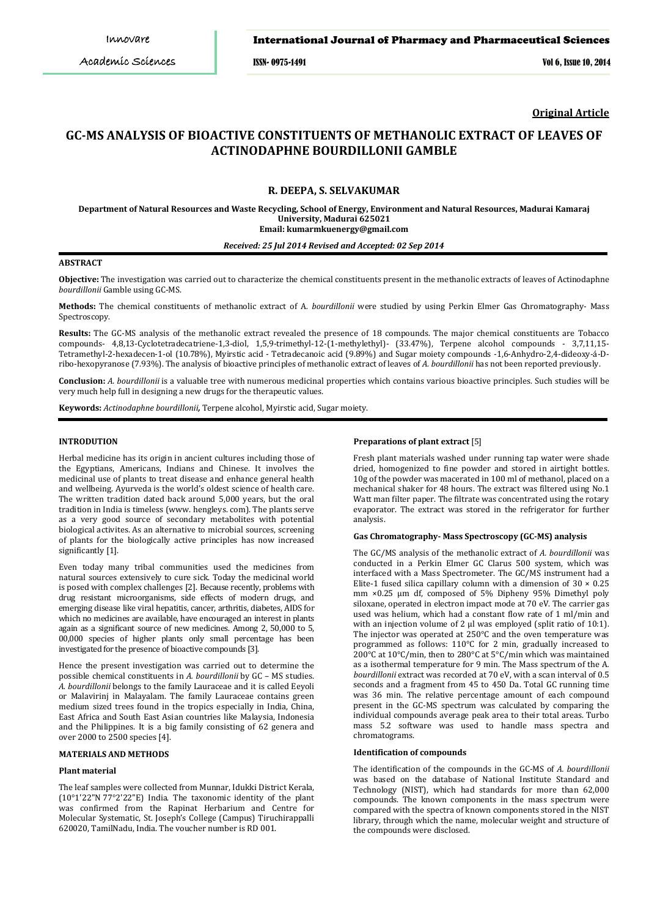**Original Article**

# GC-MS ANALYSIS OF BIOACTIVE CONSTITUENTS OF METHANOLIC EXTRACT OF LEAVES OF ACTINODAPHNE BOURDILLONII GAMBLE

**R. DEEPA, S. SELVAKUMAR**

**Department of Natural Resources and Waste Recycling, School of Energy, Environment and Natural Resources, Madurai Kamaraj University, Madurai 625021**
**Email: kumarmkuenergy@gmail.com**

***Received: 25 Jul 2014 Revised and Accepted: 02 Sep 2014***

## ABSTRACT

**Objective:** The investigation was carried out to characterize the chemical constituents present in the methanolic extracts of leaves of Actinodaphne *bourdillonii* Gamble using GC-MS.

**Methods:** The chemical constituents of methanolic extract of A. *bourdillonii* were studied by using Perkin Elmer Gas Chromatography- Mass Spectroscopy.

**Results:** The GC-MS analysis of the methanolic extract revealed the presence of 18 compounds. The major chemical constituents are Tobacco compounds- 4,8,13-Cyclotetradecatriene-1,3-diol, 1,5,9-trimethyl-12-(1-methylethyl)- (33.47%), Terpene alcohol compounds - 3,7,11,15-Tetramethyl-2-hexadecen-1-ol (10.78%), Myirstic acid - Tetradecanoic acid (9.89%) and Sugar moiety compounds -1,6-Anhydro-2,4-dideoxy-á-D-ribo-hexopyranose (7.93%). The analysis of bioactive principles of methanolic extract of leaves of *A. bourdillonii* has not been reported previously.

**Conclusion:** *A. bourdillonii* is a valuable tree with numerous medicinal properties which contains various bioactive principles. Such studies will be very much help full in designing a new drugs for the therapeutic values.

**Keywords:** *Actinodaphne bourdillonii,* Terpene alcohol, Myirstic acid, Sugar moiety.

## INTRODUTION

Herbal medicine has its origin in ancient cultures including those of the Egyptians, Americans, Indians and Chinese. The it involves the medicinal use of plants to treat disease and enhance general health and wellbeing. Ayurveda is the world's oldest science of health care. The written tradition dated back around 5,000 years, but the oral tradition in India is timeless (www. hengleys. com). The plants serve as a very good source of secondary metabolites with potential biological activites. As an alternative to microbial sources, screening of plants for the biologically active principles has now increased significantly [1].

Even today many tribal communities used the medicines from natural sources extensively to cure sick. Today the medicinal world is posed with complex challenges [2]. Because recently, problems with drug resistant microorganisms, side effects of modern drugs, and emerging disease like viral hepatitis, cancer, arthritis, diabetes, AIDS for which no medicines are available, have encouraged an interest in plants again as a significant source of new medicines. Among 2, 50,000 to 5, 00,000 species of higher plants only small percentage has been investigated for the presence of bioactive compounds [3].

Hence the present investigation was carried out to determine the possible chemical constituents in *A. bourdillonii* by GC – MS studies. *A. bourdillonii* belongs to the family Lauraceae and it is called Eeyoli or Malavirinj in Malayalam. The family Lauraceae contains green medium sized trees found in the tropics especially in India, China, East Africa and South East Asian countries like Malaysia, Indonesia and the Philippines. It is a big family consisting of 62 genera and over 2000 to 2500 species [4].

## MATERIALS AND METHODS

### Plant material

The leaf samples were collected from Munnar, Idukki District Kerala, (10°1'22"N 77°2'22"E) India. The taxonomic identity of the plant was confirmed from the Rapinat Herbarium and Centre for Molecular Systematic, St. Joseph's College (Campus) Tiruchirappalli 620020, TamilNadu, India. The voucher number is RD 001.

### Preparations of plant extract [5]

Fresh plant materials washed under running tap water were shade dried, homogenized to fine powder and stored in airtight bottles. 10g of the powder was macerated in 100 ml of methanol, placed on a mechanical shaker for 48 hours. The extract was filtered using No.1 Watt man filter paper. The filtrate was concentrated using the rotary evaporator. The extract was stored in the refrigerator for further analysis.

### Gas Chromatography- Mass Spectroscopy (GC-MS) analysis

The GC/MS analysis of the methanolic extract of *A. bourdillonii* was conducted in a Perkin Elmer GC Clarus 500 system, which was interfaced with a Mass Spectrometer. The GC/MS instrument had a Elite-1 fused silica capillary column with a dimension of 30 × 0.25 mm ×0.25 μm df, composed of 5% Dipheny 95% Dimethyl poly siloxane, operated in electron impact mode at 70 eV. The carrier gas used was helium, which had a constant flow rate of 1 ml/min and with an injection volume of 2 μl was employed (split ratio of 10:1). The injector was operated at 250°C and the oven temperature was programmed as follows: 110°C for 2 min, gradually increased to 200°C at 10°C/min, then to 280°C at 5°C/min which was maintained as a isothermal temperature for 9 min. The Mass spectrum of the A. *bourdillonii* extract was recorded at 70 eV, with a scan interval of 0.5 seconds and a fragment from 45 to 450 Da. Total GC running time was 36 min. The relative percentage amount of each compound present in the GC-MS spectrum was calculated by comparing the individual compounds average peak area to their total areas. Turbo mass 5.2 software was used to handle mass spectra and chromatograms.

### Identification of compounds

The identification of the compounds in the GC-MS of *A. bourdillonii* was based on the database of National Institute Standard and Technology (NIST), which had standards for more than 62,000 compounds. The known components in the mass spectrum were compared with the spectra of known components stored in the NIST library, through which the name, molecular weight and structure of the compounds were disclosed.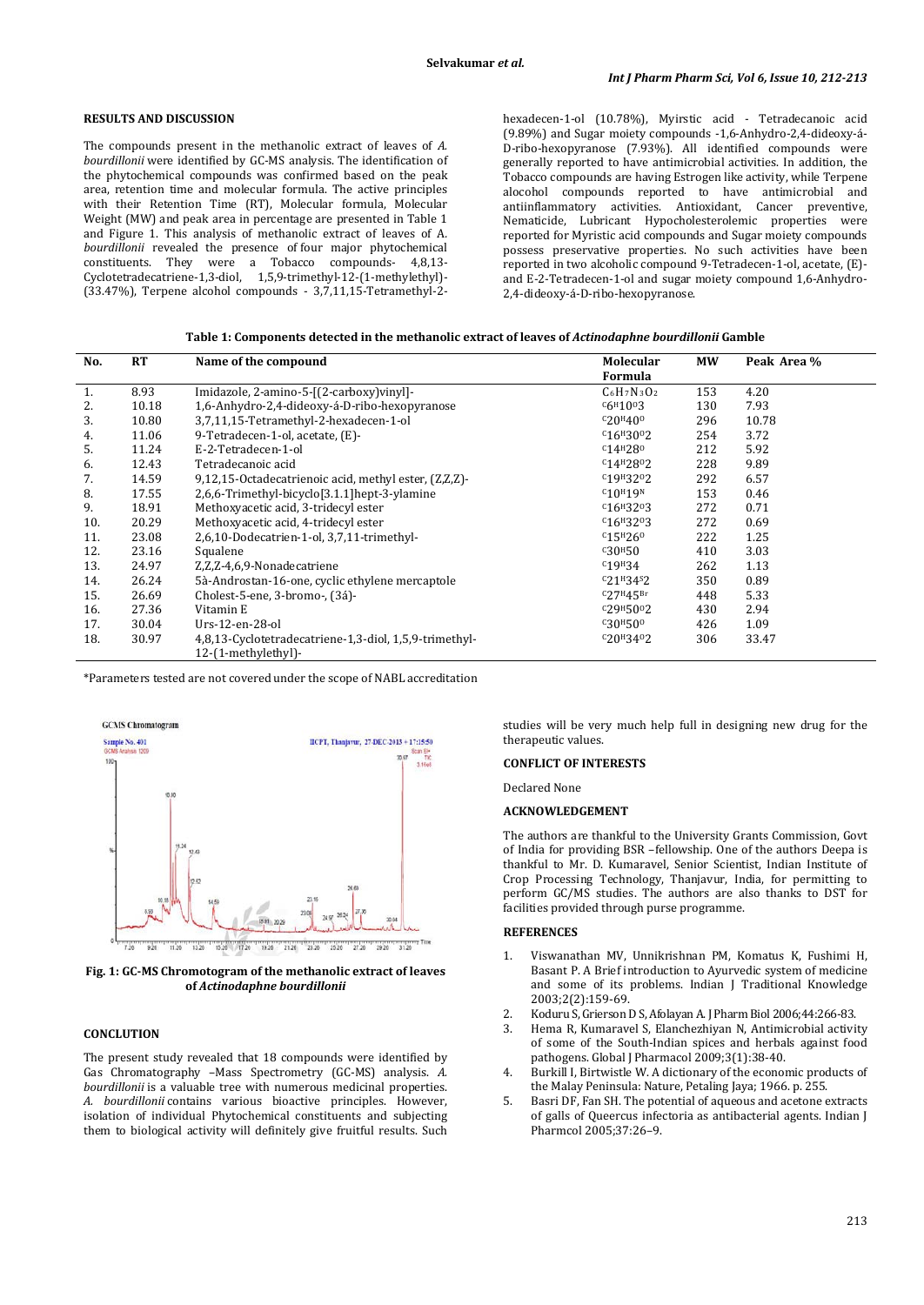## RESULTS AND DISCUSSION

The compounds present in the methanolic extract of leaves of *A. bourdillonii* were identified by GC-MS analysis. The identification of the phytochemical compounds was confirmed based on the peak area, retention time and molecular formula. The active principles with their Retention Time (RT), Molecular formula, Molecular Weight (MW) and peak area in percentage are presented in Table 1 and Figure 1. This analysis of methanolic extract of leaves of *A. bourdillonii* revealed the presence of four major phytochemical constituents. They were a Tobacco compounds- 4,8,13-Cyclotetradecatriene-1,3-diol, 1,5,9-trimethyl-12-(1-methylethyl)-(33.47%), Terpene alcohol compounds - 3,7,11,15-Tetramethyl-2-hexadecen-1-ol (10.78%), Myirstic acid - Tetradecanoic acid (9.89%) and Sugar moiety compounds -1,6-Anhydro-2,4-dideoxy-á-D-ribo-hexopyranose (7.93%). All identified compounds were generally reported to have antimicrobial activities. In addition, the Tobacco compounds are having Estrogen like activity, while Terpene alocohol compounds reported to have antimicrobial and antiinflammatory activities. Antioxidant, Cancer preventive, Nematicide, Lubricant Hypocholesterolemic properties were reported for Myristic acid compounds and Sugar moiety compounds possess preservative properties. No such activities have been reported in two alcoholic compound 9-Tetradecen-1-ol, acetate, (E)- and E-2-Tetradecen-1-ol and sugar moiety compound 1,6-Anhydro-2,4-dideoxy-á-D-ribo-hexopyranose.

**Table 1: Components detected in the methanolic extract of leaves of *Actinodaphne bourdillonii* Gamble**

| No. | RT | Name of the compound | Molecular Formula | MW | Peak Area % |
|---|---|---|---|---|---|
| 1. | 8.93 | Imidazole, 2-amino-5-[(2-carboxy)vinyl]- | $C_6H_7N_3O_2$ | 153 | 4.20 |
| 2. | 10.18 | 1,6-Anhydro-2,4-dideoxy-á-D-ribo-hexopyranose | $C_6H_{10}O_3$ | 130 | 7.93 |
| 3. | 10.80 | 3,7,11,15-Tetramethyl-2-hexadecen-1-ol | $C_{20}H_{40}O$ | 296 | 10.78 |
| 4. | 11.06 | 9-Tetradecen-1-ol, acetate, (E)- | $C_{16}H_{30}O_2$ | 254 | 3.72 |
| 5. | 11.24 | E-2-Tetradecen-1-ol | $C_{14}H_{28}O$ | 212 | 5.92 |
| 6. | 12.43 | Tetradecanoic acid | $C_{14}H_{28}O_2$ | 228 | 9.89 |
| 7. | 14.59 | 9,12,15-Octadecatrienoic acid, methyl ester, (Z,Z,Z)- | $C_{19}H_{32}O_2$ | 292 | 6.57 |
| 8. | 17.55 | 2,6,6-Trimethyl-bicyclo[3.1.1]hept-3-ylamine | $C_{10}H_{19}N$ | 153 | 0.46 |
| 9. | 18.91 | Methoxyacetic acid, 3-tridecyl ester | $C_{16}H_{32}O_3$ | 272 | 0.71 |
| 10. | 20.29 | Methoxyacetic acid, 4-tridecyl ester | $C_{16}H_{32}O_3$ | 272 | 0.69 |
| 11. | 23.08 | 2,6,10-Dodecatrien-1-ol, 3,7,11-trimethyl- | $C_{15}H_{26}O$ | 222 | 1.25 |
| 12. | 23.16 | Squalene | $C_{30}H_{50}$ | 410 | 3.03 |
| 13. | 24.97 | Z,Z,Z-4,6,9-Nonadecatriene | $C_{19}H_{34}$ | 262 | 1.13 |
| 14. | 26.24 | 5à-Androstan-16-one, cyclic ethylene mercaptole | $C_{21}H_{34}S_2$ | 350 | 0.89 |
| 15. | 26.69 | Cholest-5-ene, 3-bromo-, (3á)- | $C_{27}H_{45}Br$ | 448 | 5.33 |
| 16. | 27.36 | Vitamin E | $C_{29}H_{50}O_2$ | 430 | 2.94 |
| 17. | 30.04 | Urs-12-en-28-ol | $C_{30}H_{50}O$ | 426 | 1.09 |
| 18. | 30.97 | 4,8,13-Cyclotetradecatriene-1,3-diol, 1,5,9-trimethyl-12-(1-methylethyl)- | $C_{20}H_{34}O_2$ | 306 | 33.47 |

*Parameters tested are not covered under the scope of NABL accreditation

GCMS Chromatogram

Sample No. 401
GCMS Analysis 1209
IICPT, Thanjavur, 27-DEC-2013 + 17:15:50
Scan EI+
TIC
3.14e6

**Fig. 1: GC-MS Chromotogram of the methanolic extract of leaves of *Actinodaphne bourdillonii***

## CONCLUTION

The present study revealed that 18 compounds were identified by Gas Chromatography –Mass Spectrometry (GC-MS) analysis. *A. bourdillonii* is a valuable tree with numerous medicinal properties. *A. bourdillonii* contains various bioactive principles. However, isolation of individual Phytochemical constituents and subjecting them to biological activity will definitely give fruitful results. Such studies will be very much help full in designing new drug for the therapeutic values.

## CONFLICT OF INTERESTS

Declared None

## ACKNOWLEDGEMENT

The authors are thankful to the University Grants Commission, Govt of India for providing BSR –fellowship. One of the authors Deepa is thankful to Mr. D. Kumaravel, Senior Scientist, Indian Institute of Crop Processing Technology, Thanjavur, India, for permitting to perform GC/MS studies. The authors are also thanks to DST for facilities provided through purse programme.

## REFERENCES

1. Viswanathan MV, Unnikrishnan PM, Komatus K, Fushimi H, Basant P. A Brief introduction to Ayurvedic system of medicine and some of its problems. Indian J Traditional Knowledge 2003;2(2):159-69.
2. Koduru S, Grierson D S, Afolayan A. J Pharm Biol 2006;44:266-83.
3. Hema R, Kumaravel S, Elanchezhiyan N, Antimicrobial activity of some of the South-Indian spices and herbals against food pathogens. Global J Pharmacol 2009;3(1):38-40.
4. Burkill I, Birtwistle W. A dictionary of the economic products of the Malay Peninsula: Nature, Petaling Jaya; 1966. p. 255.
5. Basri DF, Fan SH. The potential of aqueous and acetone extracts of galls of Queercus infectoria as antibacterial agents. Indian J Pharmcol 2005;37:26–9.